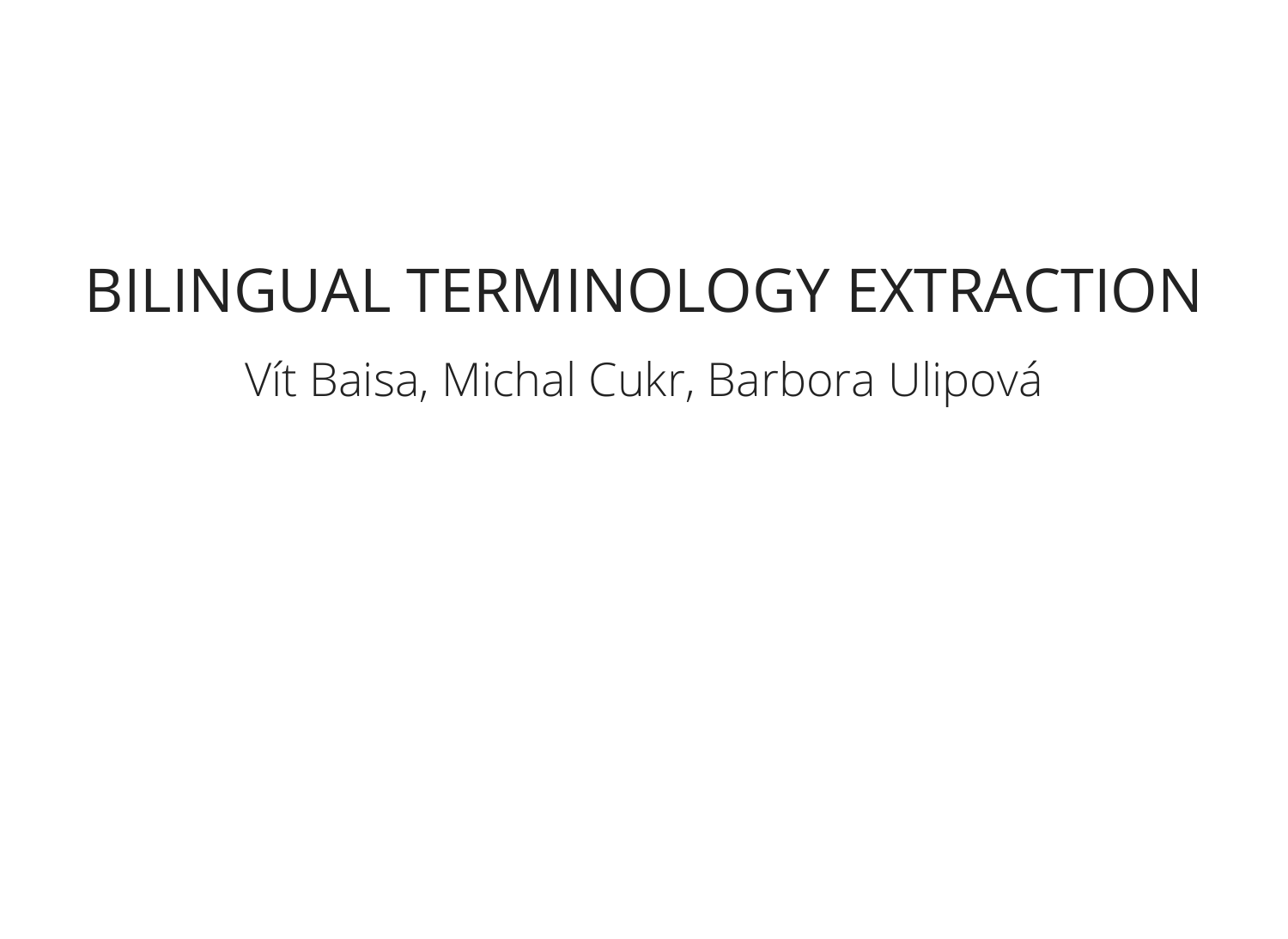# BILINGUAL TERMINOLOGY EXTRACTION

Vít Baisa, Michal Cukr, Barbora Ulipová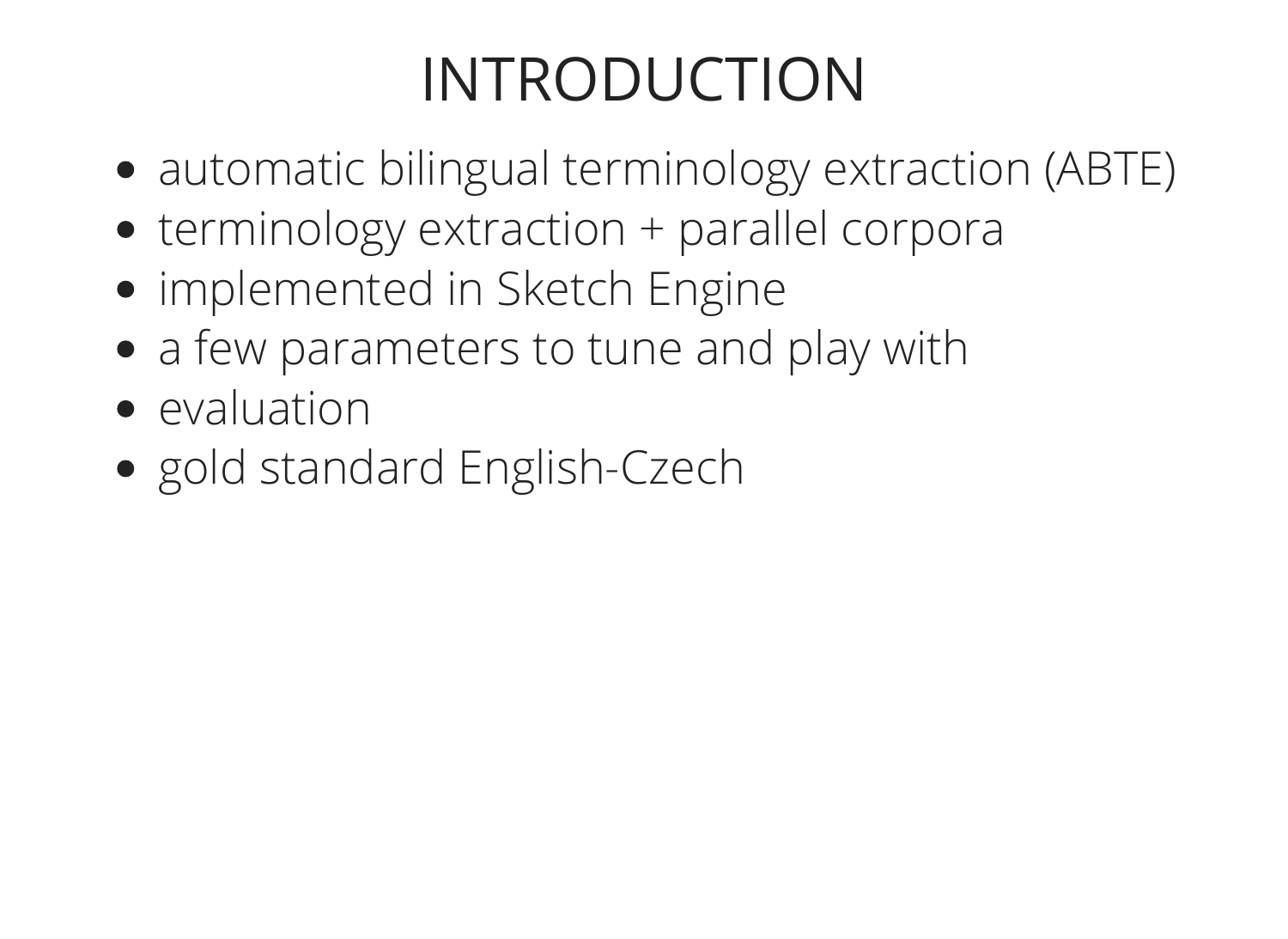# INTRODUCTION

- automatic bilingual terminology extraction (ABTE)
- terminology extraction + parallel corpora
- implemented in Sketch Engine
- a few parameters to tune and play with
- evaluation
- gold standard English-Czech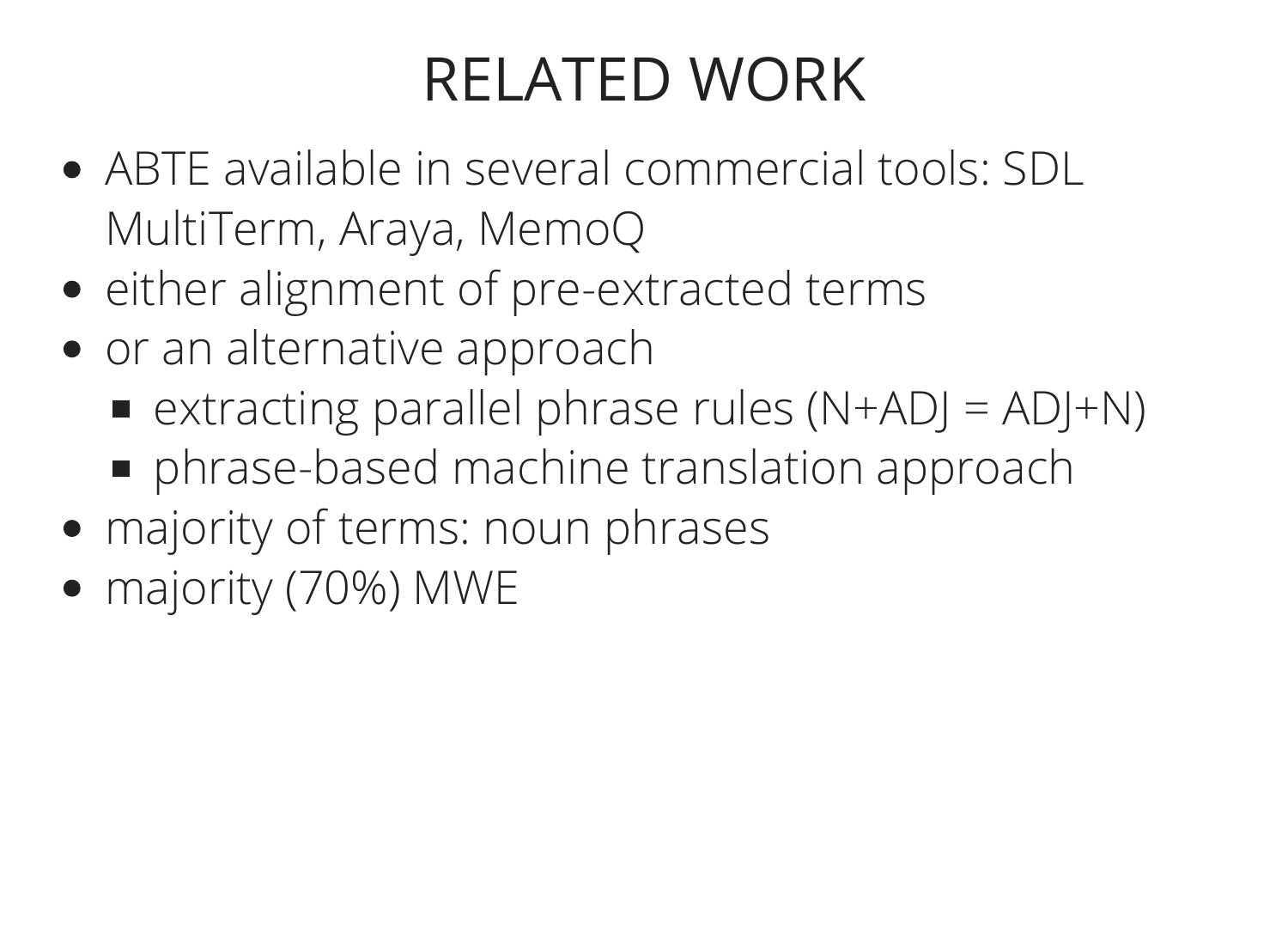# RELATED WORK

- ABTE available in several commercial tools: SDL MultiTerm, Araya, MemoQ
- either alignment of pre-extracted terms
- or an alternative approach
  - extracting parallel phrase rules (N+ADJ = ADJ+N)
  - phrase-based machine translation approach
- majority of terms: noun phrases
- majority (70%) MWE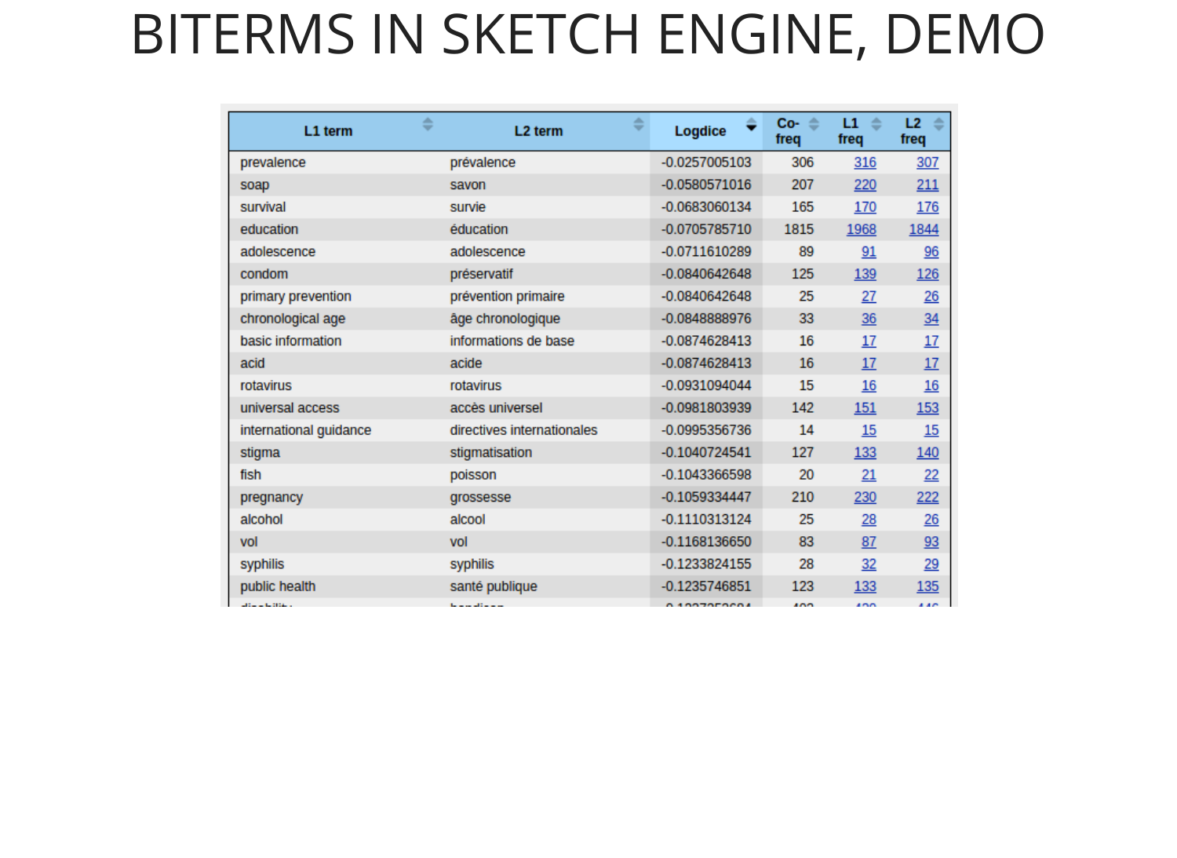# BITERMS IN SKETCH ENGINE, DEMO

| L1 term | L2 term | Logdice | Co-freq | L1 freq | L2 freq |
|---|---|---|---|---|---|
| prevalence | prévalence | -0.0257005103 | 306 | 316 | 307 |
| soap | savon | -0.0580571016 | 207 | 220 | 211 |
| survival | survie | -0.0683060134 | 165 | 170 | 176 |
| education | éducation | -0.0705785710 | 1815 | 1968 | 1844 |
| adolescence | adolescence | -0.0711610289 | 89 | 91 | 96 |
| condom | préservatif | -0.0840642648 | 125 | 139 | 126 |
| primary prevention | prévention primaire | -0.0840642648 | 25 | 27 | 26 |
| chronological age | âge chronologique | -0.0848888976 | 33 | 36 | 34 |
| basic information | informations de base | -0.0874628413 | 16 | 17 | 17 |
| acid | acide | -0.0874628413 | 16 | 17 | 17 |
| rotavirus | rotavirus | -0.0931094044 | 15 | 16 | 16 |
| universal access | accès universel | -0.0981803939 | 142 | 151 | 153 |
| international guidance | directives internationales | -0.0995356736 | 14 | 15 | 15 |
| stigma | stigmatisation | -0.1040724541 | 127 | 133 | 140 |
| fish | poisson | -0.1043366598 | 20 | 21 | 22 |
| pregnancy | grossesse | -0.1059334447 | 210 | 230 | 222 |
| alcohol | alcool | -0.1110313124 | 25 | 28 | 26 |
| vol | vol | -0.1168136650 | 83 | 87 | 93 |
| syphilis | syphilis | -0.1233824155 | 28 | 32 | 29 |
| public health | santé publique | -0.1235746851 | 123 | 133 | 135 |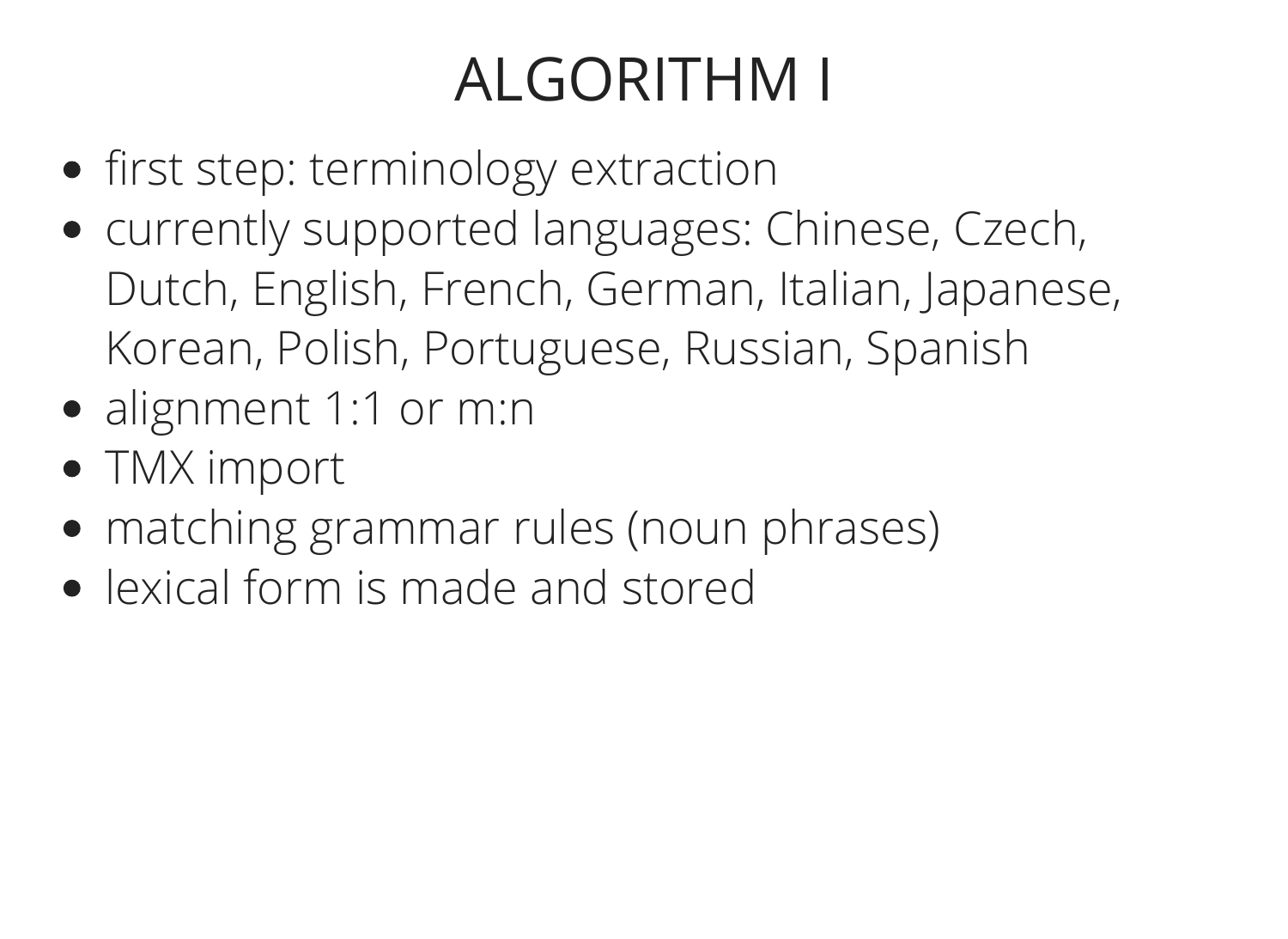# ALGORITHM I

- first step: terminology extraction
- currently supported languages: Chinese, Czech, Dutch, English, French, German, Italian, Japanese, Korean, Polish, Portuguese, Russian, Spanish
- alignment 1:1 or m:n
- TMX import
- matching grammar rules (noun phrases)
- lexical form is made and stored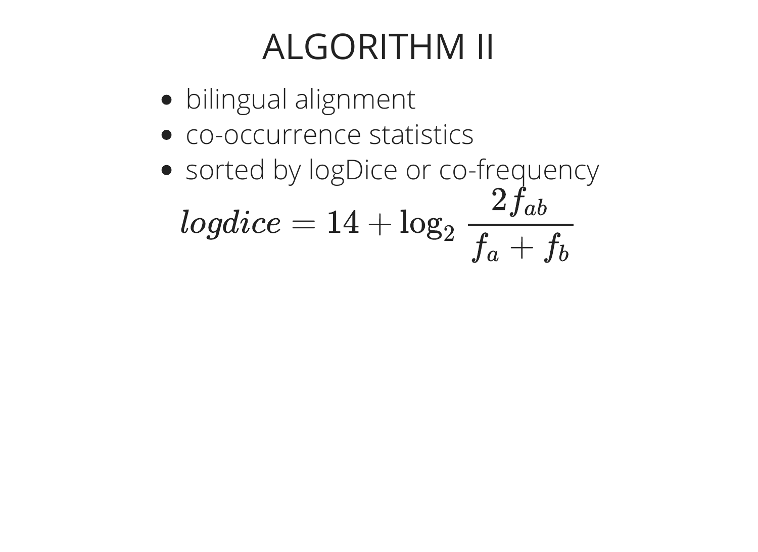# ALGORITHM II

- bilingual alignment
- co-occurrence statistics
- sorted by logDice or co-frequency

$$logdice = 14 + \log_2 \frac{2f_{ab}}{f_a + f_b}$$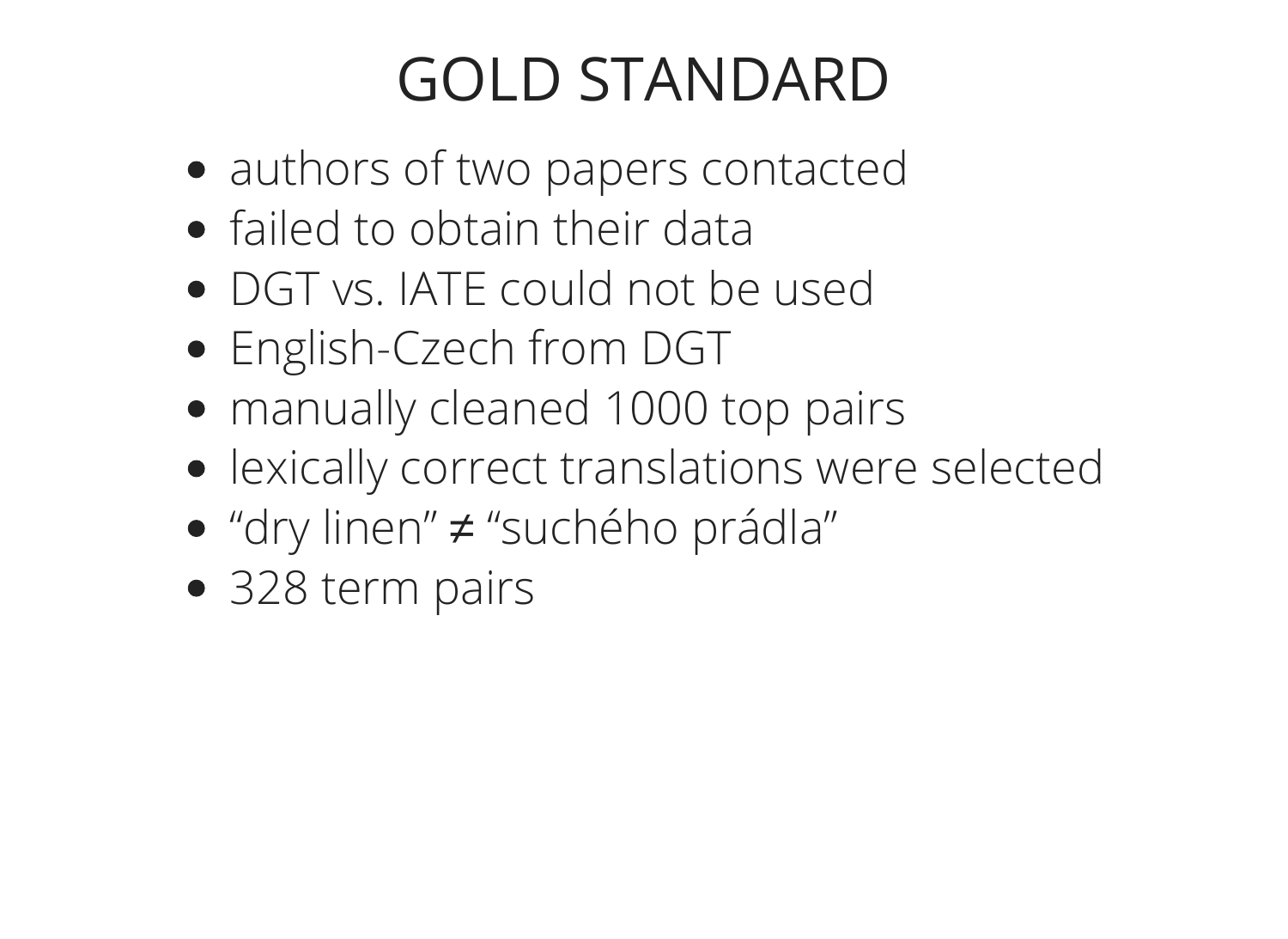# GOLD STANDARD

- authors of two papers contacted
- failed to obtain their data
- DGT vs. IATE could not be used
- English-Czech from DGT
- manually cleaned 1000 top pairs
- lexically correct translations were selected
- “dry linen” ≠ “suchého prádla”
- 328 term pairs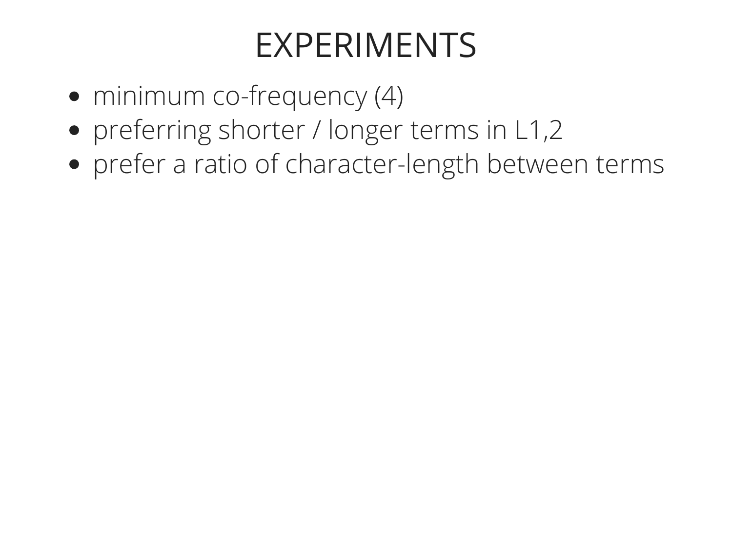# EXPERIMENTS

- minimum co-frequency (4)
- preferring shorter / longer terms in L1,2
- prefer a ratio of character-length between terms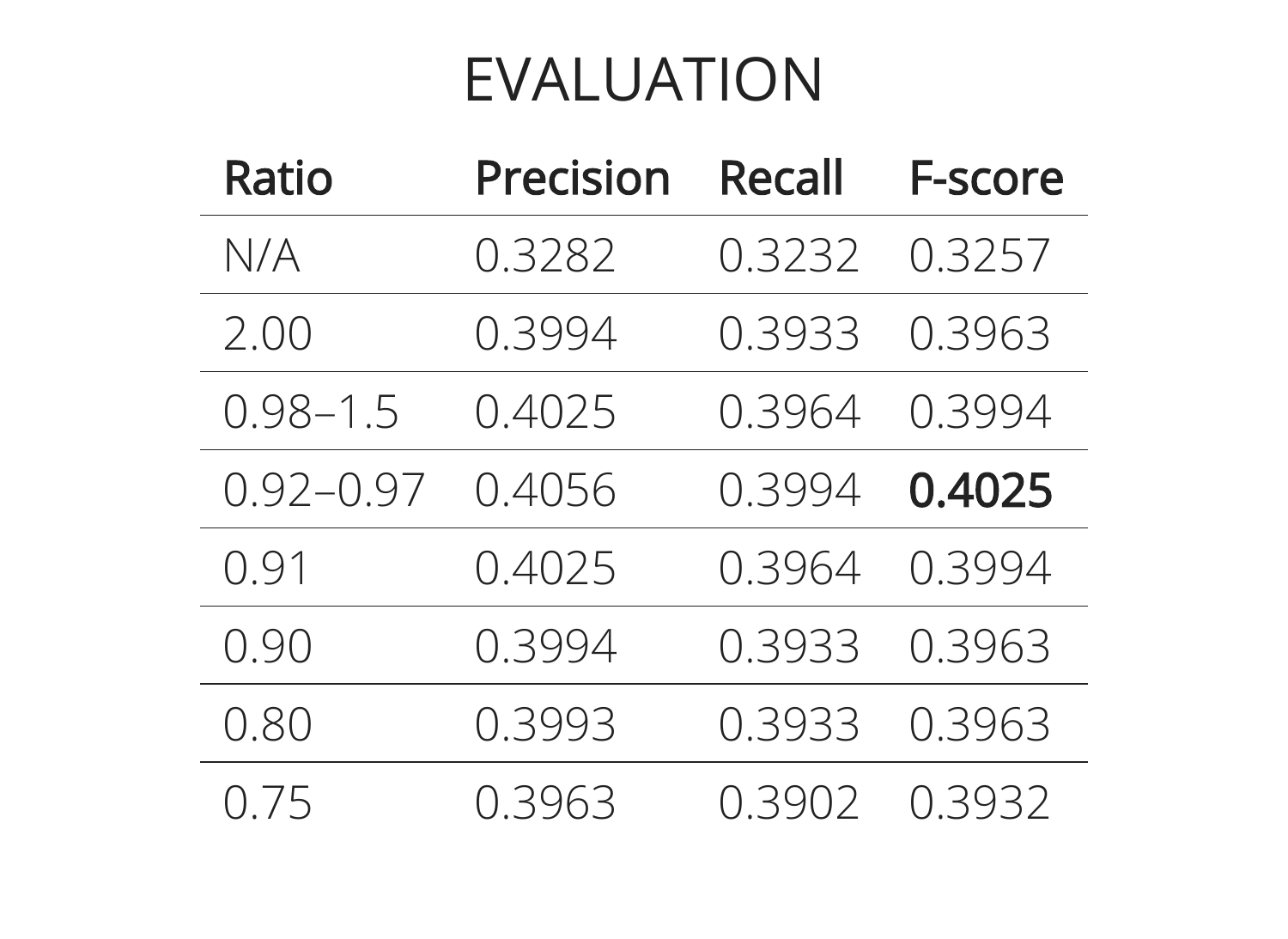# EVALUATION

| Ratio | Precision | Recall | F-score |
|---|---|---|---|
| N/A | 0.3282 | 0.3232 | 0.3257 |
| 2.00 | 0.3994 | 0.3933 | 0.3963 |
| 0.98–1.5 | 0.4025 | 0.3964 | 0.3994 |
| 0.92–0.97 | 0.4056 | 0.3994 | **0.4025** |
| 0.91 | 0.4025 | 0.3964 | 0.3994 |
| 0.90 | 0.3994 | 0.3933 | 0.3963 |
| 0.80 | 0.3993 | 0.3933 | 0.3963 |
| 0.75 | 0.3963 | 0.3902 | 0.3932 |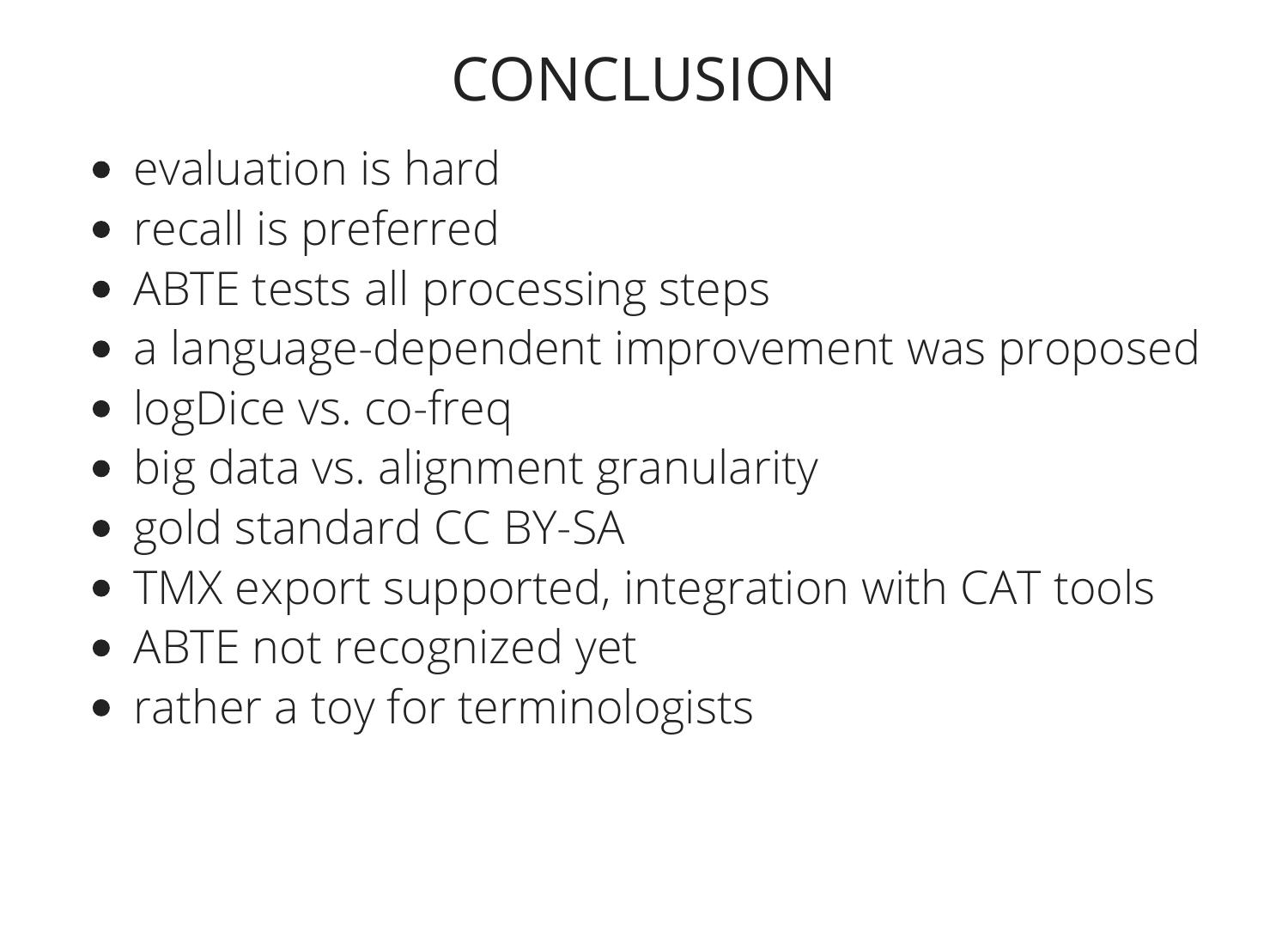# CONCLUSION

- evaluation is hard
- recall is preferred
- ABTE tests all processing steps
- a language-dependent improvement was proposed
- logDice vs. co-freq
- big data vs. alignment granularity
- gold standard CC BY-SA
- TMX export supported, integration with CAT tools
- ABTE not recognized yet
- rather a toy for terminologists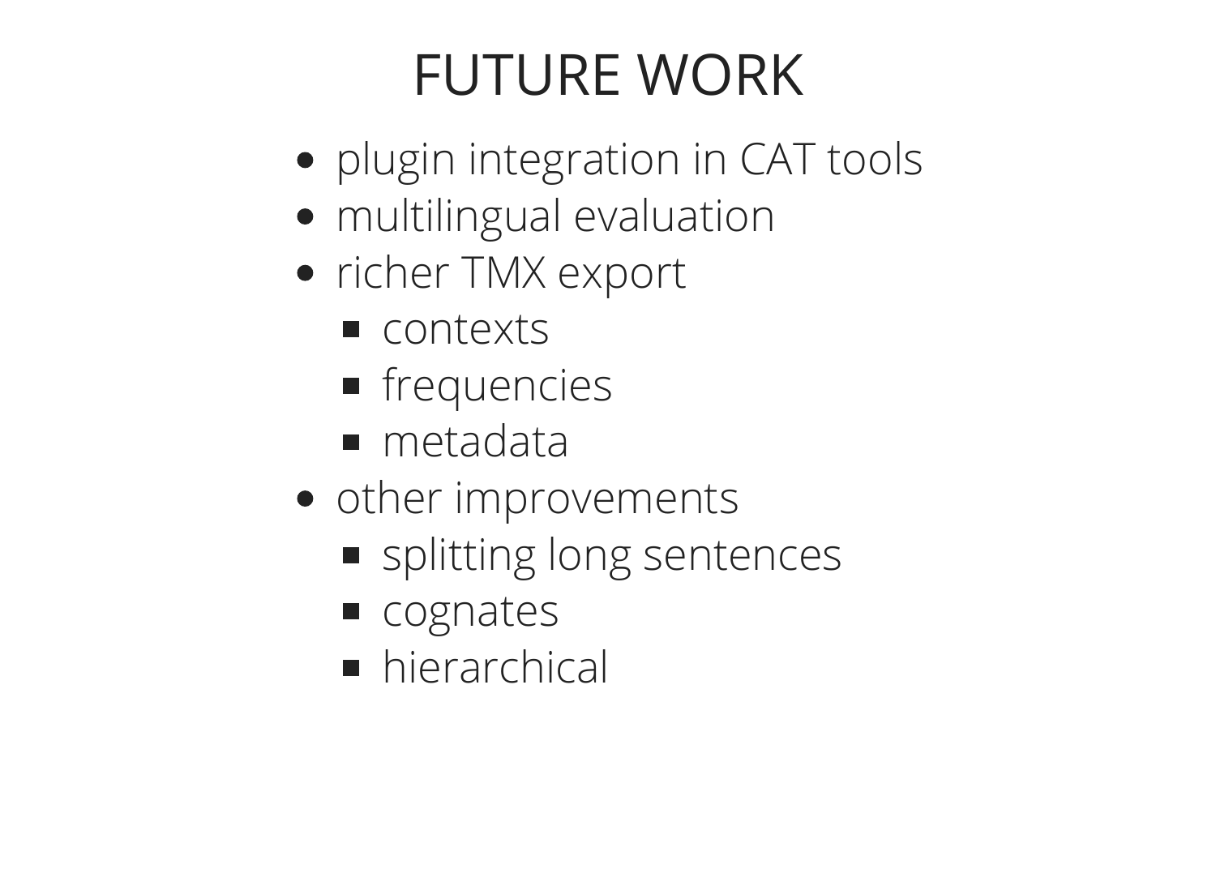# FUTURE WORK

- plugin integration in CAT tools
- multilingual evaluation
- richer TMX export
  - contexts
  - frequencies
  - metadata
- other improvements
  - splitting long sentences
  - cognates
  - hierarchical